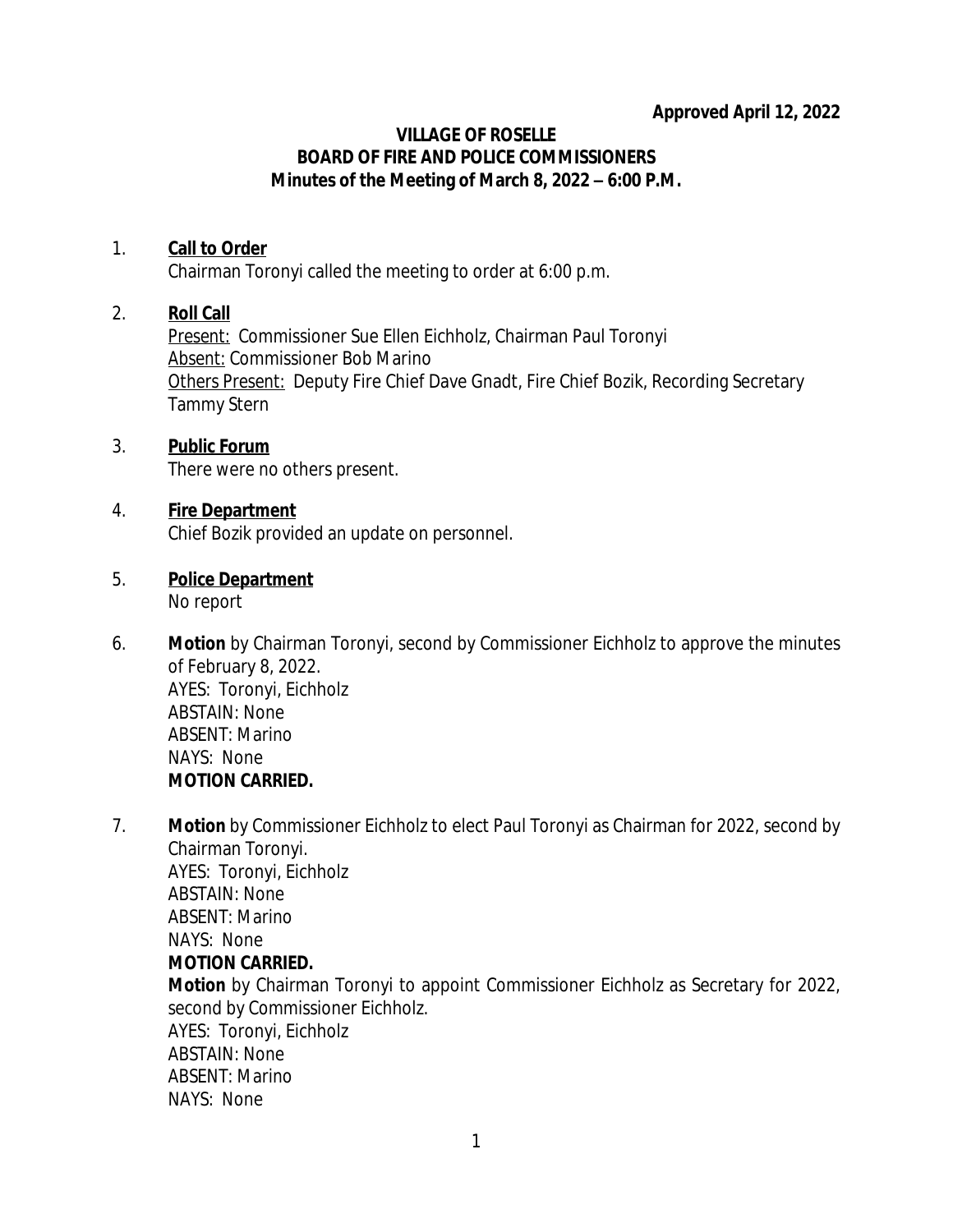**Approved April 12, 2022**

# VILLAGE OF ROSELLE
## BOARD OF FIRE AND POLICE COMMISSIONERS
### Minutes of the Meeting of March 8, 2022 – 6:00 P.M.

1. **Call to Order**
   Chairman Toronyi called the meeting to order at 6:00 p.m.

2. **Roll Call**
   Present: Commissioner Sue Ellen Eichholz, Chairman Paul Toronyi
   Absent: Commissioner Bob Marino
   Others Present: Deputy Fire Chief Dave Gnadt, Fire Chief Bozik, Recording Secretary Tammy Stern

3. **Public Forum**
   There were no others present.

4. **Fire Department**
   Chief Bozik provided an update on personnel.

5. **Police Department**
   No report

6. **Motion** by Chairman Toronyi, second by Commissioner Eichholz to approve the minutes of February 8, 2022.
   AYES: Toronyi, Eichholz
   ABSTAIN: None
   ABSENT: Marino
   NAYS: None
   **MOTION CARRIED.**

7. **Motion** by Commissioner Eichholz to elect Paul Toronyi as Chairman for 2022, second by Chairman Toronyi.
   AYES: Toronyi, Eichholz
   ABSTAIN: None
   ABSENT: Marino
   NAYS: None
   **MOTION CARRIED.**
   **Motion** by Chairman Toronyi to appoint Commissioner Eichholz as Secretary for 2022, second by Commissioner Eichholz.
   AYES: Toronyi, Eichholz
   ABSTAIN: None
   ABSENT: Marino
   NAYS: None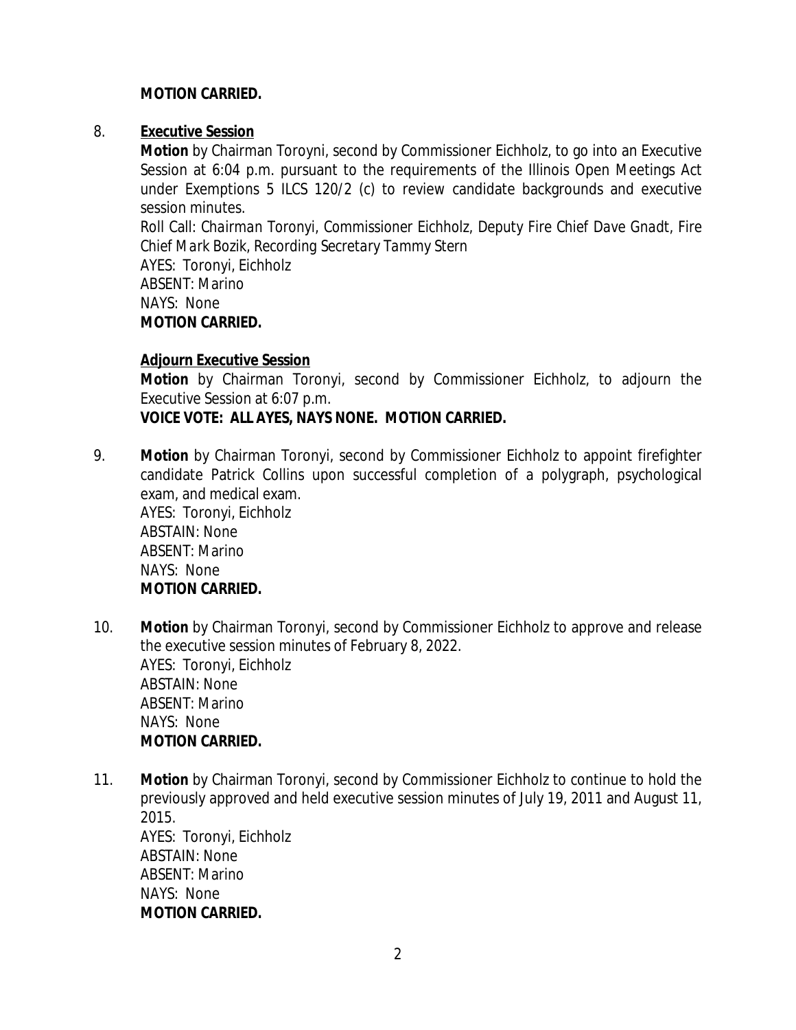**MOTION CARRIED.**

8. **Executive Session**

   **Motion** by Chairman Toroyni, second by Commissioner Eichholz, to go into an Executive Session at 6:04 p.m. pursuant to the requirements of the Illinois Open Meetings Act under Exemptions 5 ILCS 120/2 (c) to review candidate backgrounds and executive session minutes.

   *Roll Call: Chairman Toronyi, Commissioner Eichholz, Deputy Fire Chief Dave Gnadt, Fire Chief Mark Bozik, Recording Secretary Tammy Stern*

   AYES: Toronyi, Eichholz
   ABSENT: Marino
   NAYS: None
   **MOTION CARRIED.**

   **Adjourn Executive Session**

   **Motion** by Chairman Toronyi, second by Commissioner Eichholz, to adjourn the Executive Session at 6:07 p.m.

   **VOICE VOTE: ALL AYES, NAYS NONE. MOTION CARRIED.**

9. **Motion** by Chairman Toronyi, second by Commissioner Eichholz to appoint firefighter candidate Patrick Collins upon successful completion of a polygraph, psychological exam, and medical exam.
   AYES: Toronyi, Eichholz
   ABSTAIN: None
   ABSENT: Marino
   NAYS: None
   **MOTION CARRIED.**

10. **Motion** by Chairman Toronyi, second by Commissioner Eichholz to approve and release the executive session minutes of February 8, 2022.
    AYES: Toronyi, Eichholz
    ABSTAIN: None
    ABSENT: Marino
    NAYS: None
    **MOTION CARRIED.**

11. **Motion** by Chairman Toronyi, second by Commissioner Eichholz to continue to hold the previously approved and held executive session minutes of July 19, 2011 and August 11, 2015.
    AYES: Toronyi, Eichholz
    ABSTAIN: None
    ABSENT: Marino
    NAYS: None
    **MOTION CARRIED.**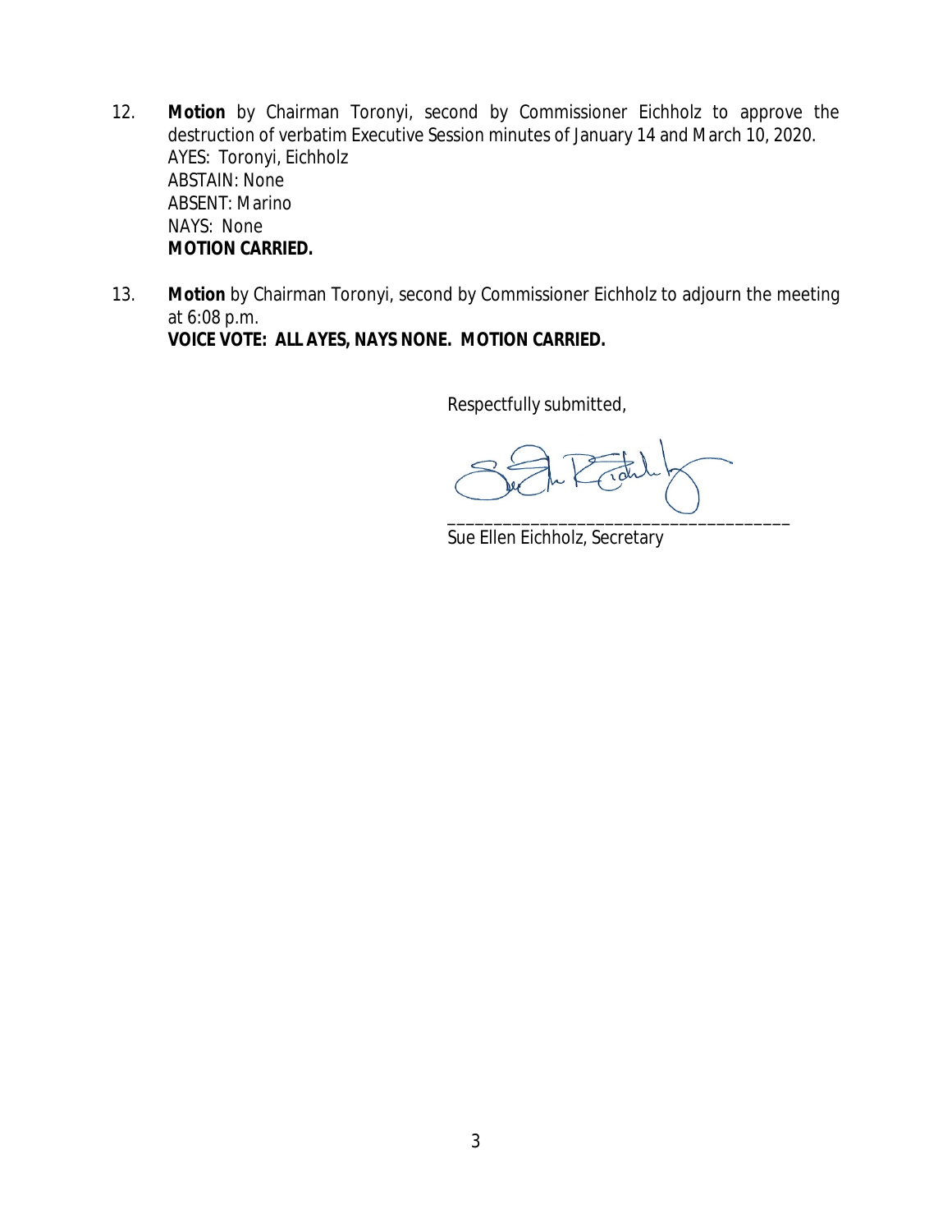12. **Motion** by Chairman Toronyi, second by Commissioner Eichholz to approve the destruction of verbatim Executive Session minutes of January 14 and March 10, 2020.
    AYES: Toronyi, Eichholz
    ABSTAIN: None
    ABSENT: Marino
    NAYS: None
    **MOTION CARRIED.**

13. **Motion** by Chairman Toronyi, second by Commissioner Eichholz to adjourn the meeting at 6:08 p.m.
    **VOICE VOTE: ALL AYES, NAYS NONE. MOTION CARRIED.**

Respectfully submitted,

_____________________________________
Sue Ellen Eichholz, Secretary